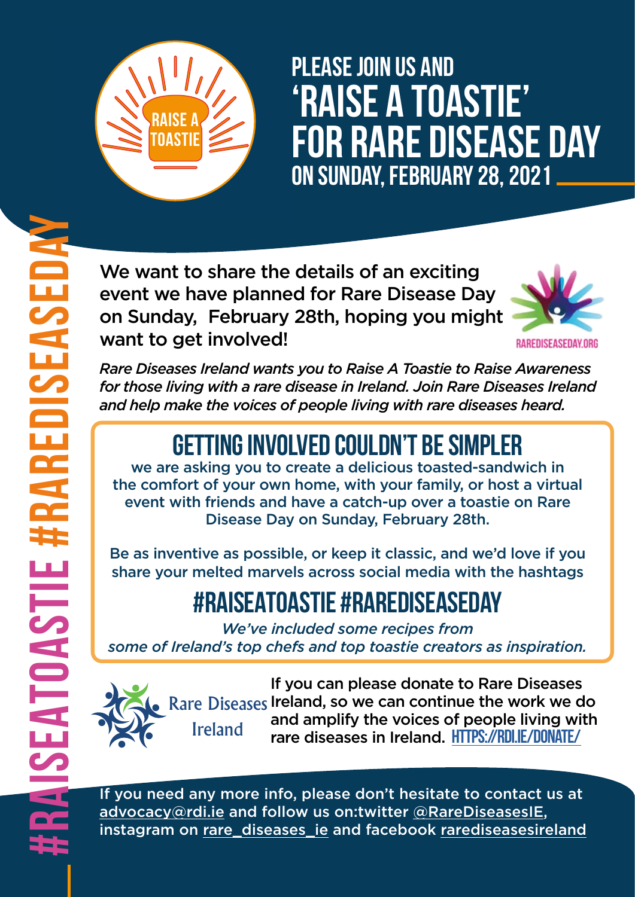# PLEASE JOIN US AND 'RAISE A TOASTIE' FOR RARE DISEASE DAY

## ON SUNDAY, FEBRUARY 28, 2021

RAISE A TOASTIE

#RAISEATOASTIE #RAREDISEASEDAY

We want to share the details of an exciting event we have planned for Rare Disease Day on Sunday, February 28th, hoping you might want to get involved!

RAREDISEASEDAY.ORG

*Rare Diseases Ireland wants you to Raise A Toastie to Raise Awareness for those living with a rare disease in Ireland. Join Rare Diseases Ireland and help make the voices of people living with rare diseases heard.*

## GETTING INVOLVED COULDN'T BE SIMPLER

we are asking you to create a delicious toasted-sandwich in the comfort of your own home, with your family, or host a virtual event with friends and have a catch-up over a toastie on Rare Disease Day on Sunday, February 28th.

Be as inventive as possible, or keep it classic, and we'd love if you share your melted marvels across social media with the hashtags

## #RAISEATOASTIE #RAREDISEASEDAY

*We've included some recipes from some of Ireland's top chefs and top toastie creators as inspiration.*

Rare Diseases Ireland

If you can please donate to Rare Diseases Ireland, so we can continue the work we do and amplify the voices of people living with rare diseases in Ireland. HTTPS://RDI.IE/DONATE/

If you need any more info, please don't hesitate to contact us at advocacy@rdi.ie and follow us on:twitter @RareDiseasesIE, instagram on rare_diseases_ie and facebook rarediseasesireland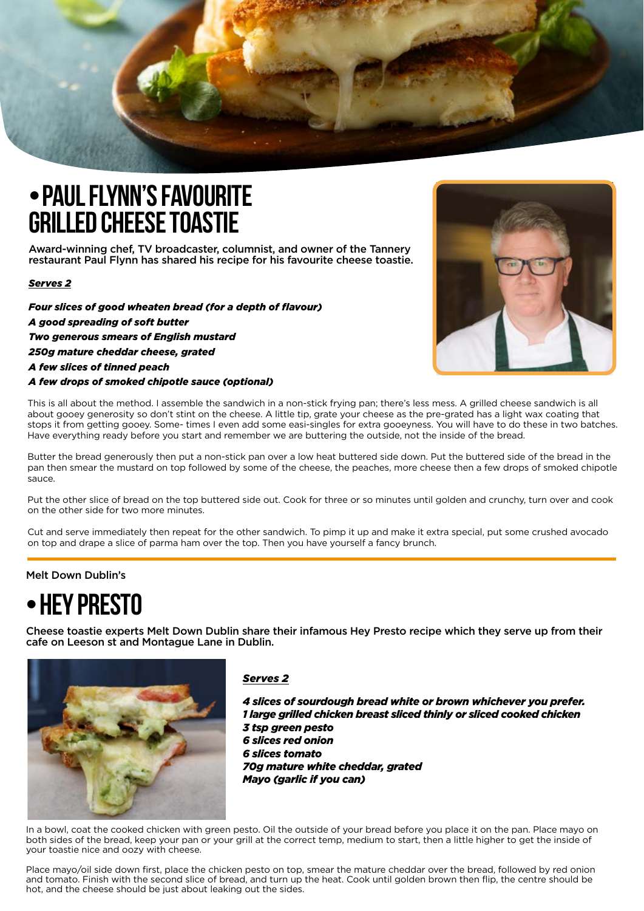# • PAUL FLYNN'S FAVOURITE GRILLED CHEESE TOASTIE

**Award-winning chef, TV broadcaster, columnist, and owner of the Tannery restaurant Paul Flynn has shared his recipe for his favourite cheese toastie.**

***Serves 2***

***Four slices of good wheaten bread (for a depth of flavour)***
***A good spreading of soft butter***
***Two generous smears of English mustard***
***250g mature cheddar cheese, grated***
***A few slices of tinned peach***
***A few drops of smoked chipotle sauce (optional)***

This is all about the method. I assemble the sandwich in a non-stick frying pan; there's less mess. A grilled cheese sandwich is all about gooey generosity so don't stint on the cheese. A little tip, grate your cheese as the pre-grated has a light wax coating that stops it from getting gooey. Some- times I even add some easi-singles for extra gooeyness. You will have to do these in two batches. Have everything ready before you start and remember we are buttering the outside, not the inside of the bread.

Butter the bread generously then put a non-stick pan over a low heat buttered side down. Put the buttered side of the bread in the pan then smear the mustard on top followed by some of the cheese, the peaches, more cheese then a few drops of smoked chipotle sauce.

Put the other slice of bread on the top buttered side out. Cook for three or so minutes until golden and crunchy, turn over and cook on the other side for two more minutes.

Cut and serve immediately then repeat for the other sandwich. To pimp it up and make it extra special, put some crushed avocado on top and drape a slice of parma ham over the top. Then you have yourself a fancy brunch.

---

Melt Down Dublin's

# • HEY PRESTO

**Cheese toastie experts Melt Down Dublin share their infamous Hey Presto recipe which they serve up from their cafe on Leeson st and Montague Lane in Dublin.**

***Serves 2***

***4 slices of sourdough bread white or brown whichever you prefer.***
***1 large grilled chicken breast sliced thinly or sliced cooked chicken***
***3 tsp green pesto***
***6 slices red onion***
***6 slices tomato***
***70g mature white cheddar, grated***
***Mayo (garlic if you can)***

In a bowl, coat the cooked chicken with green pesto. Oil the outside of your bread before you place it on the pan. Place mayo on both sides of the bread, keep your pan or your grill at the correct temp, medium to start, then a little higher to get the inside of your toastie nice and oozy with cheese.

Place mayo/oil side down first, place the chicken pesto on top, smear the mature cheddar over the bread, followed by red onion and tomato. Finish with the second slice of bread, and turn up the heat. Cook until golden brown then flip, the centre should be hot, and the cheese should be just about leaking out the sides.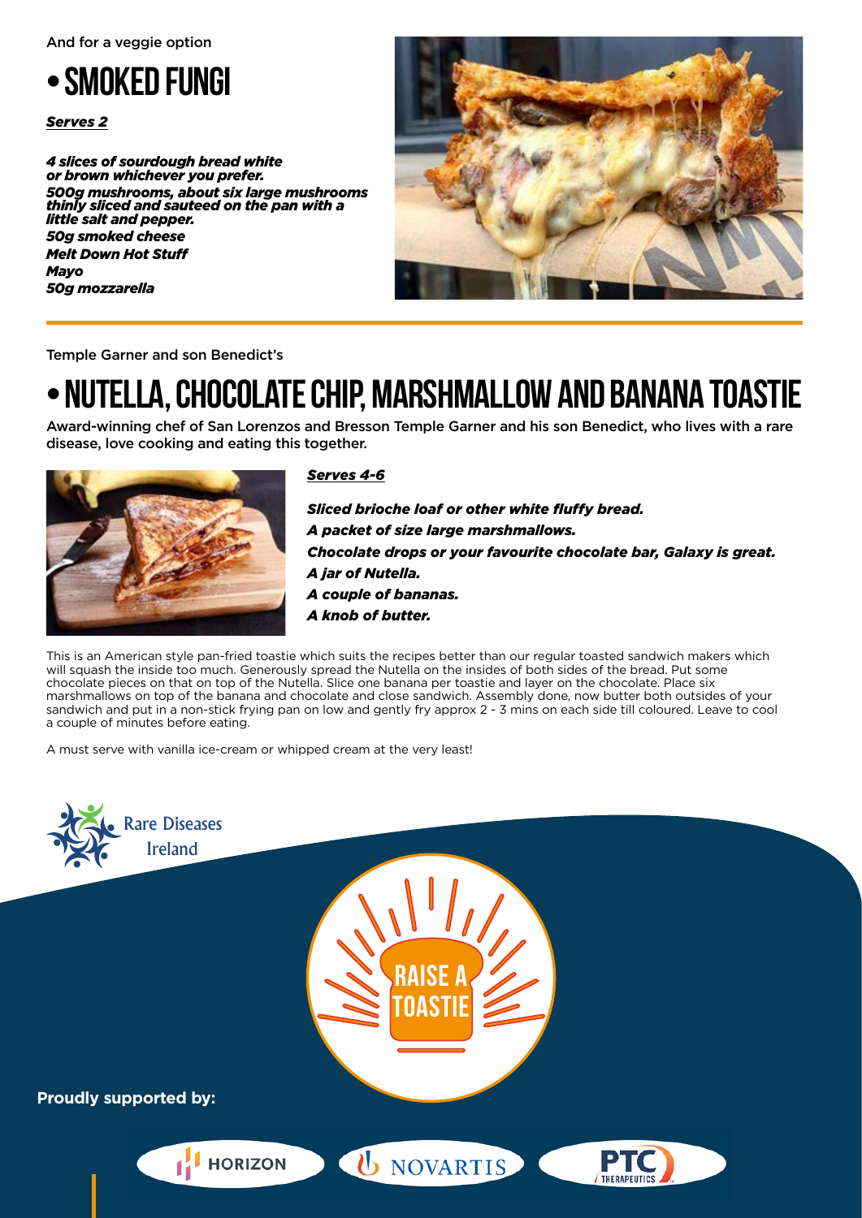And for a veggie option

# • SMOKED FUNGI

***Serves 2***

***4 slices of sourdough bread white or brown whichever you prefer.***
***500g mushrooms, about six large mushrooms thinly sliced and sauteed on the pan with a little salt and pepper.***
***50g smoked cheese***
***Melt Down Hot Stuff***
***Mayo***
***50g mozzarella***

Temple Garner and son Benedict's

# • NUTELLA, CHOCOLATE CHIP, MARSHMALLOW AND BANANA TOASTIE

Award-winning chef of San Lorenzos and Bresson Temple Garner and his son Benedict, who lives with a rare disease, love cooking and eating this together.

***Serves 4-6***

***Sliced brioche loaf or other white fluffy bread.***
***A packet of size large marshmallows.***
***Chocolate drops or your favourite chocolate bar, Galaxy is great.***
***A jar of Nutella.***
***A couple of bananas.***
***A knob of butter.***

This is an American style pan-fried toastie which suits the recipes better than our regular toasted sandwich makers which will squash the inside too much. Generously spread the Nutella on the insides of both sides of the bread. Put some chocolate pieces on that on top of the Nutella. Slice one banana per toastie and layer on the chocolate. Place six marshmallows on top of the banana and chocolate and close sandwich. Assembly done, now butter both outsides of your sandwich and put in a non-stick frying pan on low and gently fry approx 2 - 3 mins on each side till coloured. Leave to cool a couple of minutes before eating.

A must serve with vanilla ice-cream or whipped cream at the very least!

Rare Diseases Ireland

RAISE A TOASTIE

**Proudly supported by:**

HORIZON
NOVARTIS
PTC THERAPEUTICS